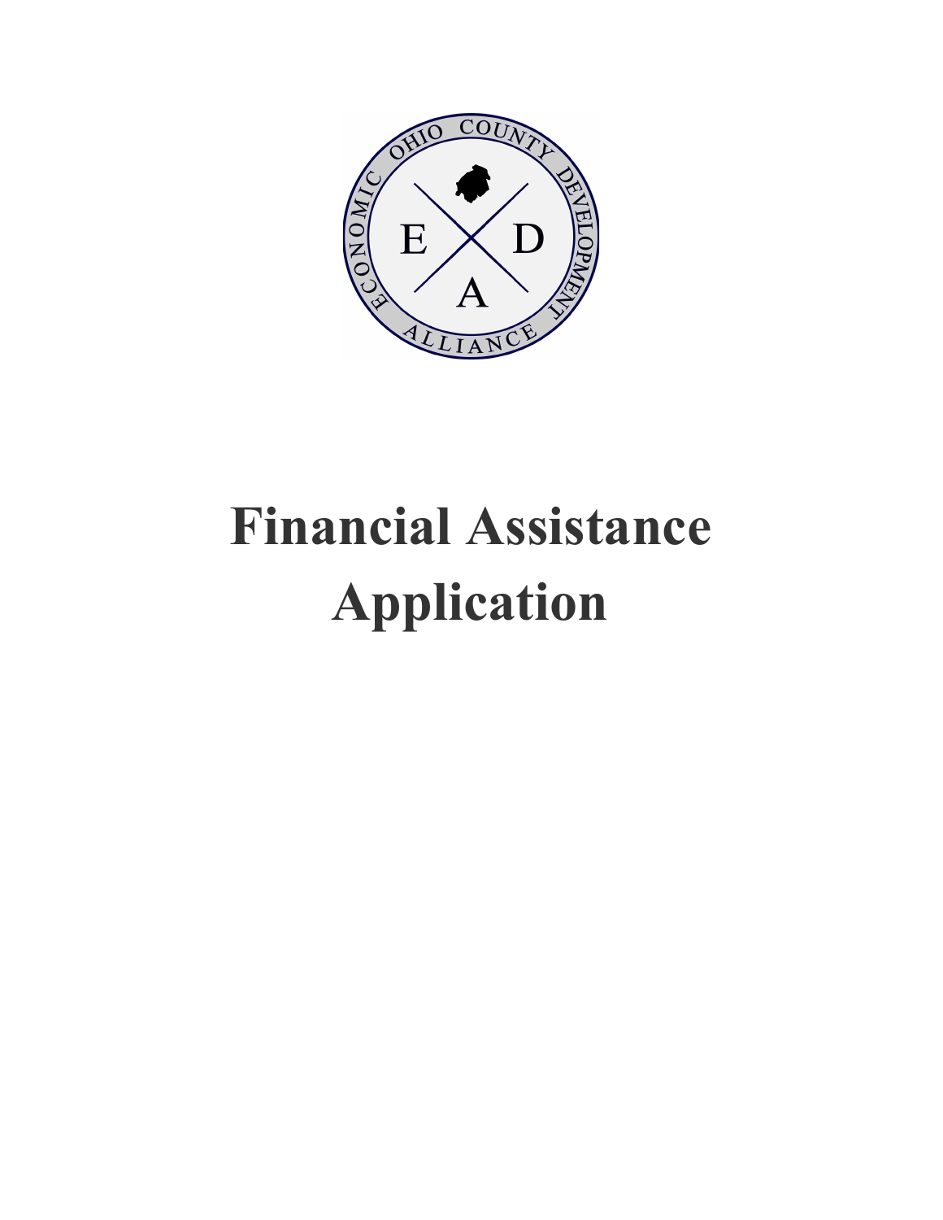# Financial Assistance Application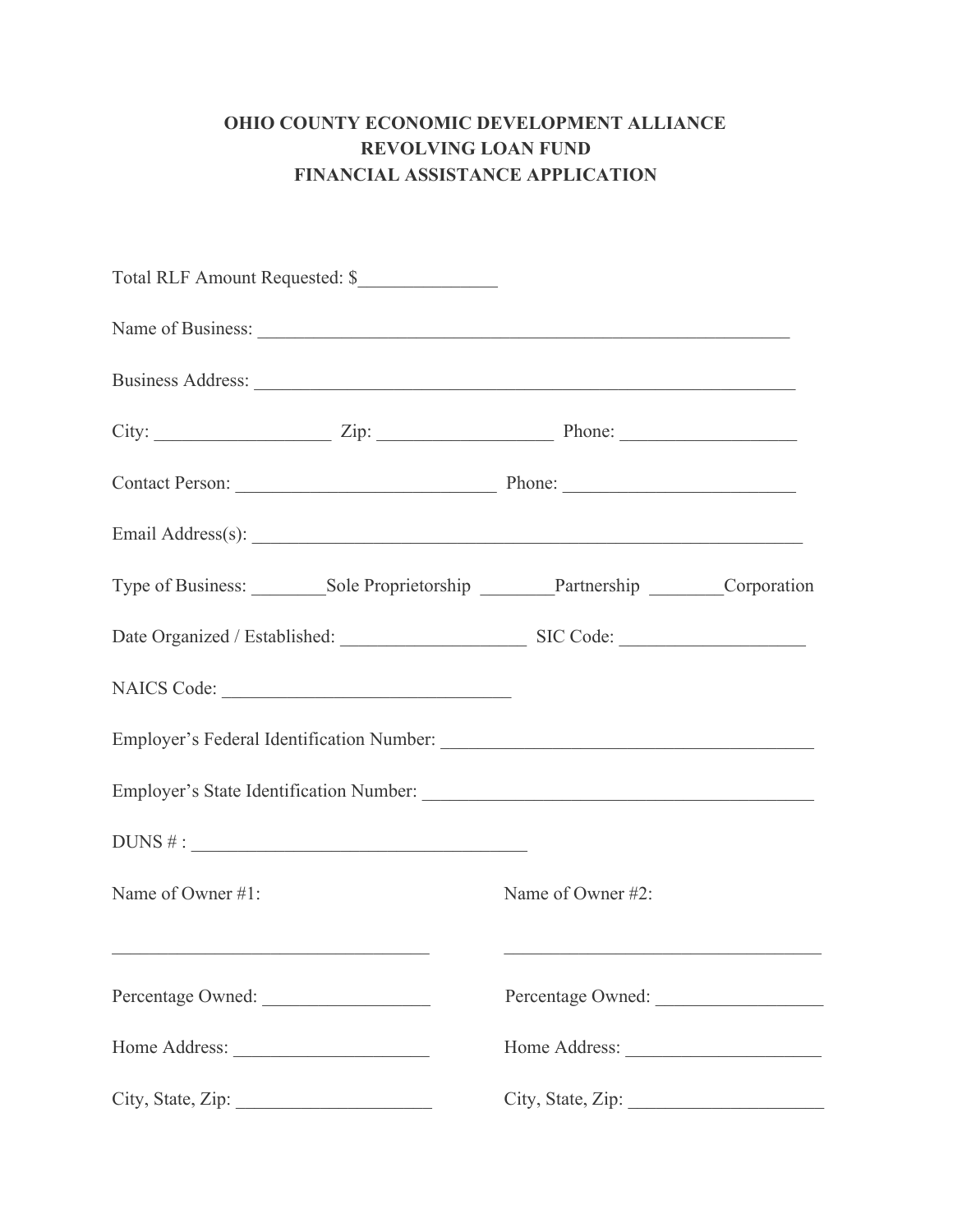**OHIO COUNTY ECONOMIC DEVELOPMENT ALLIANCE**
**REVOLVING LOAN FUND**
**FINANCIAL ASSISTANCE APPLICATION**

Total RLF Amount Requested: $_______________

Name of Business: ___________________________________________________________

Business Address: ___________________________________________________________

City: ___________________ Zip: ___________________ Phone: ___________________

Contact Person: ____________________________ Phone: ________________________

Email Address(s): ___________________________________________________________

Type of Business: ________Sole Proprietorship ________Partnership ________Corporation

Date Organized / Established: ____________________ SIC Code: ____________________

NAICS Code: _______________________________

Employer's Federal Identification Number: _________________________________________

Employer's State Identification Number: ___________________________________________

DUNS # : ____________________________________

Name of Owner #1: ___________________________________

Percentage Owned: __________________

Home Address: _____________________

City, State, Zip: _____________________

Name of Owner #2: ___________________________________

Percentage Owned: __________________

Home Address: _____________________

City, State, Zip: _____________________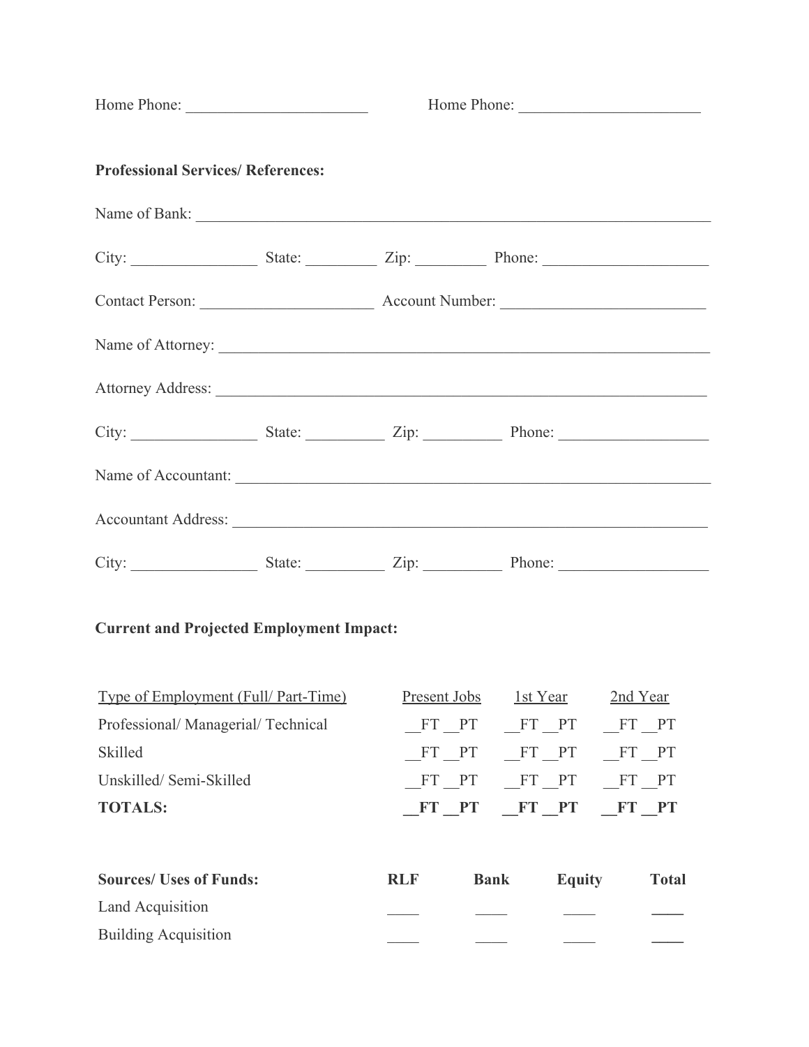Home Phone: ______________________ Home Phone: ______________________

**Professional Services/ References:**

Name of Bank: ____________________________________________________________

City: _______________ State: ________ Zip: ________ Phone: ___________________

Contact Person: ____________________ Account Number: ________________________

Name of Attorney: __________________________________________________________

Attorney Address: __________________________________________________________

City: _______________ State: _________ Zip: _________ Phone: _________________

Name of Accountant: ________________________________________________________

Accountant Address: ________________________________________________________

City: _______________ State: _________ Zip: _________ Phone: _________________

**Current and Projected Employment Impact:**

| Type of Employment (Full/ Part-Time) | Present Jobs | 1st Year | 2nd Year |
|---|---|---|---|
| Professional/ Managerial/ Technical | __FT __PT | __FT __PT | __FT __PT |
| Skilled | __FT __PT | __FT __PT | __FT __PT |
| Unskilled/ Semi-Skilled | __FT __PT | __FT __PT | __FT __PT |
| **TOTALS:** | **__FT __PT** | **__FT __PT** | **__FT __PT** |

| **Sources/ Uses of Funds:** | **RLF** | **Bank** | **Equity** | **Total** |
|---|---|---|---|---|
| Land Acquisition | ____ | ____ | ____ | ____ |
| Building Acquisition | ____ | ____ | ____ | ____ |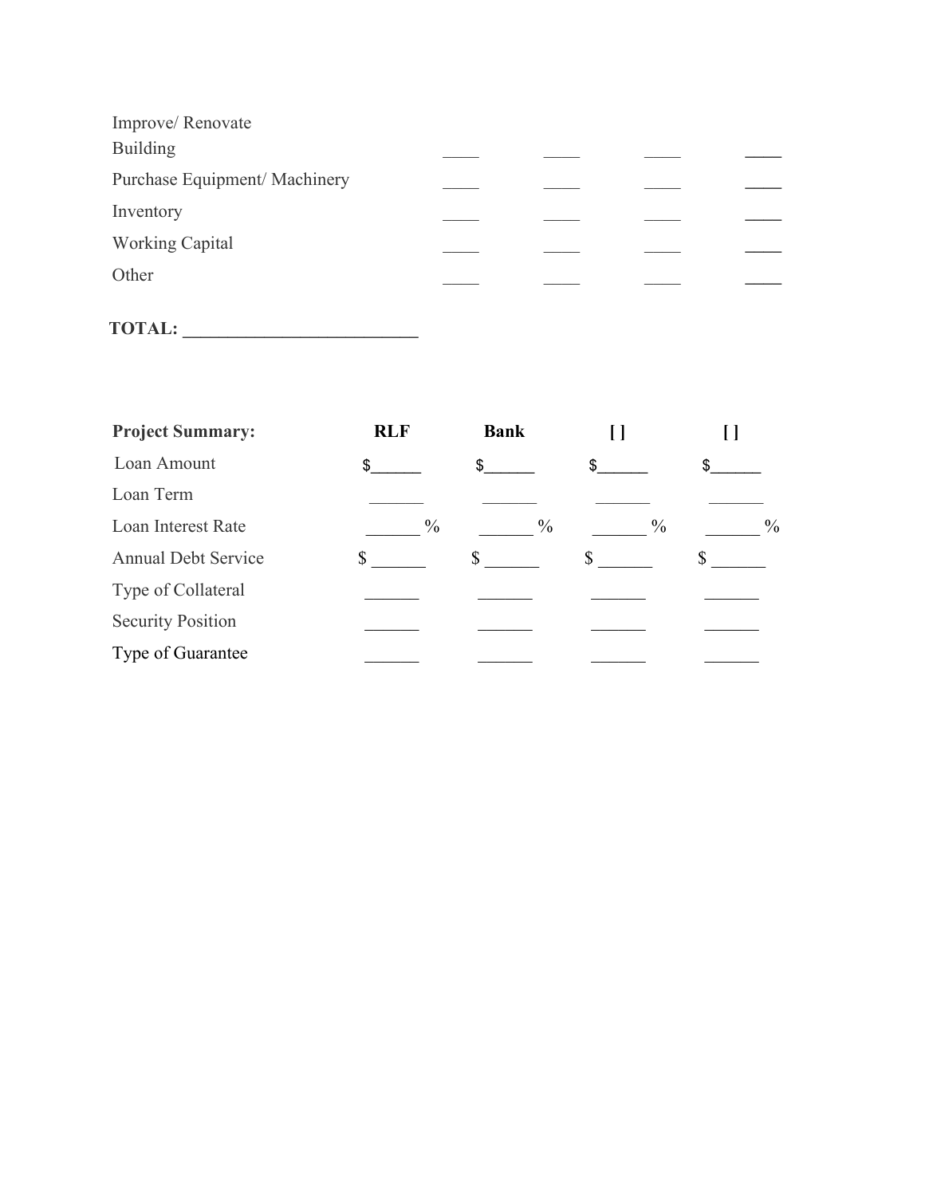| | | | | |
|---|---|---|---|---|
| Improve/ Renovate Building | ____ | ____ | ____ | ____ |
| Purchase Equipment/ Machinery | ____ | ____ | ____ | ____ |
| Inventory | ____ | ____ | ____ | ____ |
| Working Capital | ____ | ____ | ____ | ____ |
| Other | ____ | ____ | ____ | ____ |

**TOTAL: ___________________________**

| **Project Summary:** | **RLF** | **Bank** | **[ ]** | **[ ]** |
|---|---|---|---|---|
| Loan Amount | $______ | $______ | $______ | $______ |
| Loan Term | ______ | ______ | ______ | ______ |
| Loan Interest Rate | ______ % | ______ % | ______ % | ______ % |
| Annual Debt Service | $ ______ | $ ______ | $ ______ | $ ______ |
| Type of Collateral | ______ | ______ | ______ | ______ |
| Security Position | ______ | ______ | ______ | ______ |
| Type of Guarantee | ______ | ______ | ______ | ______ |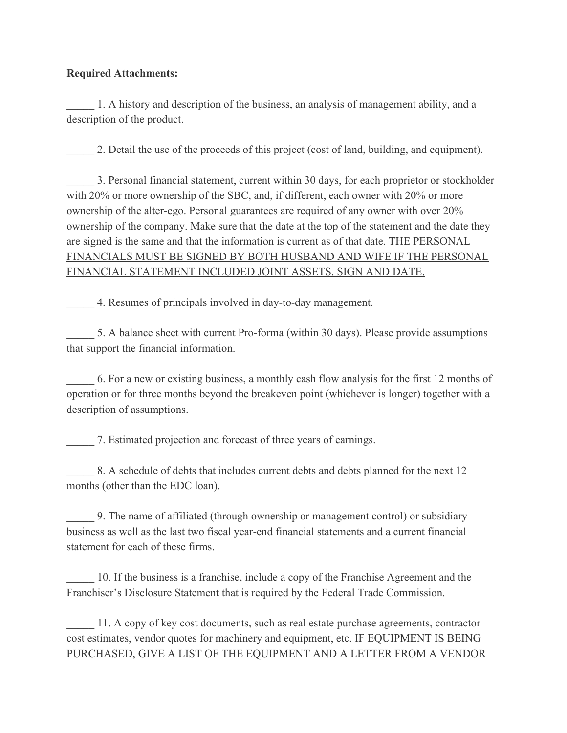**Required Attachments:**

_____ 1. A history and description of the business, an analysis of management ability, and a description of the product.

_____ 2. Detail the use of the proceeds of this project (cost of land, building, and equipment).

_____ 3. Personal financial statement, current within 30 days, for each proprietor or stockholder with 20% or more ownership of the SBC, and, if different, each owner with 20% or more ownership of the alter-ego. Personal guarantees are required of any owner with over 20% ownership of the company. Make sure that the date at the top of the statement and the date they are signed is the same and that the information is current as of that date. <u>THE PERSONAL FINANCIALS MUST BE SIGNED BY BOTH HUSBAND AND WIFE IF THE PERSONAL FINANCIAL STATEMENT INCLUDED JOINT ASSETS. SIGN AND DATE.</u>

_____ 4. Resumes of principals involved in day-to-day management.

_____ 5. A balance sheet with current Pro-forma (within 30 days). Please provide assumptions that support the financial information.

_____ 6. For a new or existing business, a monthly cash flow analysis for the first 12 months of operation or for three months beyond the breakeven point (whichever is longer) together with a description of assumptions.

_____ 7. Estimated projection and forecast of three years of earnings.

_____ 8. A schedule of debts that includes current debts and debts planned for the next 12 months (other than the EDC loan).

_____ 9. The name of affiliated (through ownership or management control) or subsidiary business as well as the last two fiscal year-end financial statements and a current financial statement for each of these firms.

_____ 10. If the business is a franchise, include a copy of the Franchise Agreement and the Franchiser's Disclosure Statement that is required by the Federal Trade Commission.

_____ 11. A copy of key cost documents, such as real estate purchase agreements, contractor cost estimates, vendor quotes for machinery and equipment, etc. IF EQUIPMENT IS BEING PURCHASED, GIVE A LIST OF THE EQUIPMENT AND A LETTER FROM A VENDOR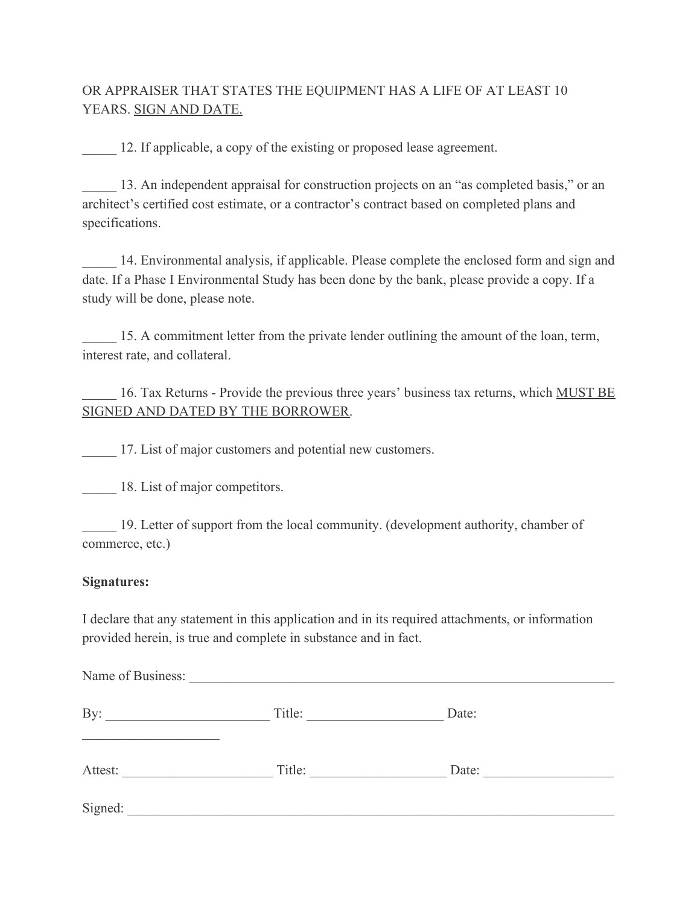OR APPRAISER THAT STATES THE EQUIPMENT HAS A LIFE OF AT LEAST 10 YEARS. <u>SIGN AND DATE.</u>

_____ 12. If applicable, a copy of the existing or proposed lease agreement.

_____ 13. An independent appraisal for construction projects on an “as completed basis,” or an architect’s certified cost estimate, or a contractor’s contract based on completed plans and specifications.

_____ 14. Environmental analysis, if applicable. Please complete the enclosed form and sign and date. If a Phase I Environmental Study has been done by the bank, please provide a copy. If a study will be done, please note.

_____ 15. A commitment letter from the private lender outlining the amount of the loan, term, interest rate, and collateral.

_____ 16. Tax Returns - Provide the previous three years’ business tax returns, which <u>MUST BE SIGNED AND DATED BY THE BORROWER</u>.

_____ 17. List of major customers and potential new customers.

_____ 18. List of major competitors.

_____ 19. Letter of support from the local community. (development authority, chamber of commerce, etc.)

**Signatures:**

I declare that any statement in this application and in its required attachments, or information provided herein, is true and complete in substance and in fact.

Name of Business: ____________________________________________________________

By: ________________________ Title: ___________________ Date: ____________________

Attest: _____________________ Title: ___________________ Date: ___________________

Signed: ______________________________________________________________________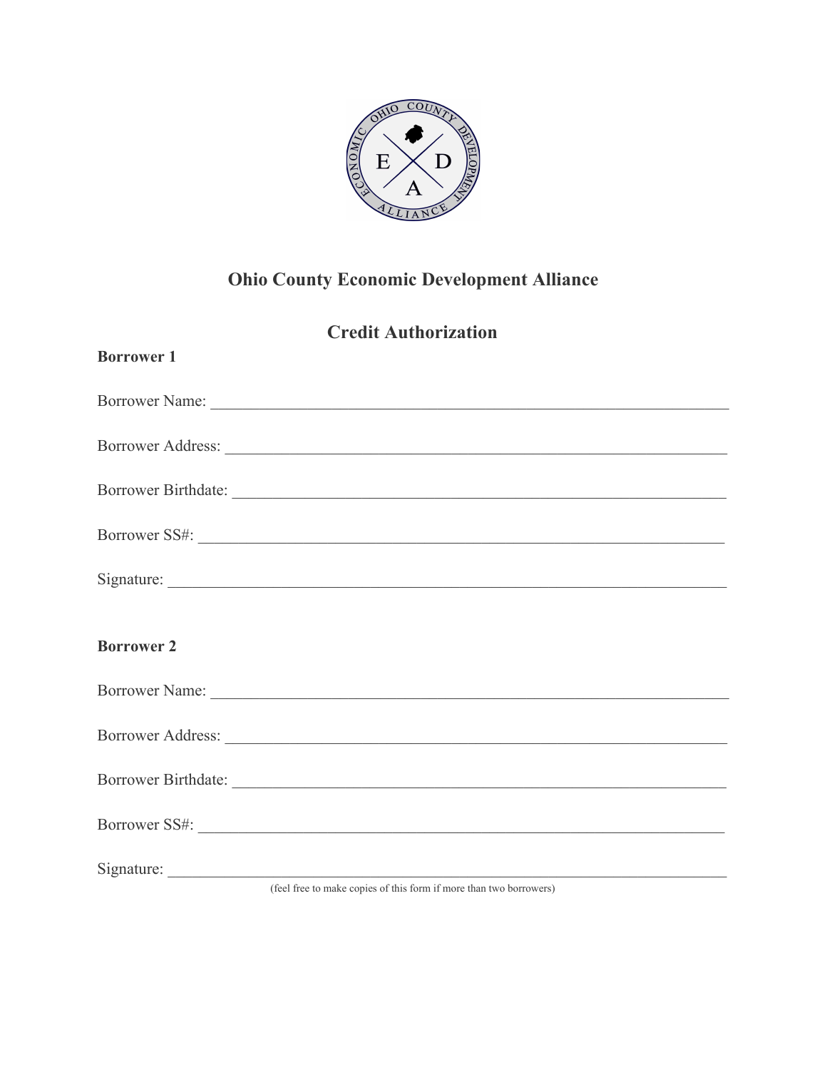# Ohio County Economic Development Alliance

## Credit Authorization

**Borrower 1**

Borrower Name: ______________________________________________________________

Borrower Address: ____________________________________________________________

Borrower Birthdate: ___________________________________________________________

Borrower SS#: _______________________________________________________________

Signature: __________________________________________________________________

**Borrower 2**

Borrower Name: ______________________________________________________________

Borrower Address: ____________________________________________________________

Borrower Birthdate: ___________________________________________________________

Borrower SS#: _______________________________________________________________

Signature: __________________________________________________________________

(feel free to make copies of this form if more than two borrowers)